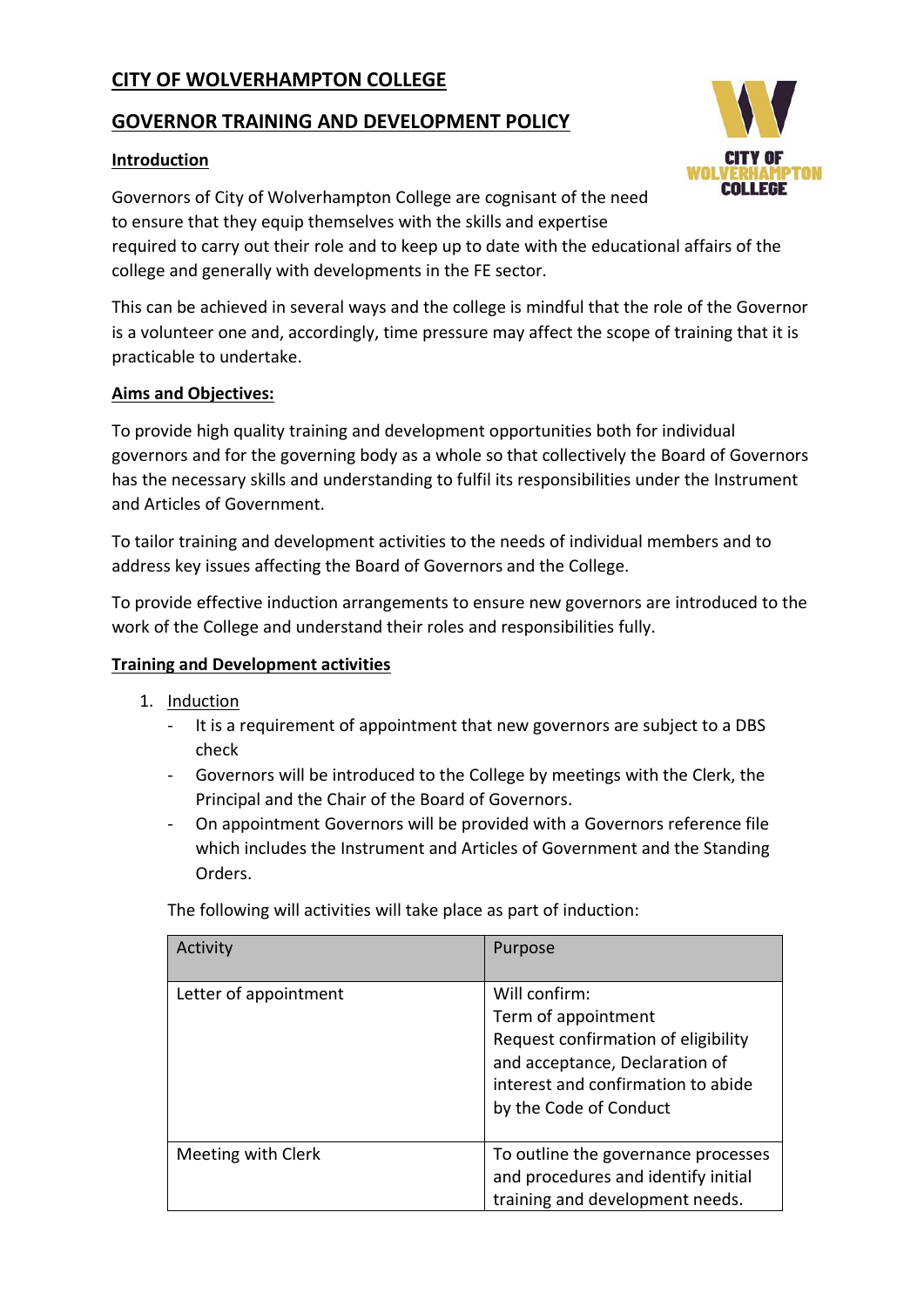# CITY OF WOLVERHAMPTON COLLEGE

## GOVERNOR TRAINING AND DEVELOPMENT POLICY

### Introduction

Governors of City of Wolverhampton College are cognisant of the need to ensure that they equip themselves with the skills and expertise required to carry out their role and to keep up to date with the educational affairs of the college and generally with developments in the FE sector.

This can be achieved in several ways and the college is mindful that the role of the Governor is a volunteer one and, accordingly, time pressure may affect the scope of training that it is practicable to undertake.

### Aims and Objectives:

To provide high quality training and development opportunities both for individual governors and for the governing body as a whole so that collectively the Board of Governors has the necessary skills and understanding to fulfil its responsibilities under the Instrument and Articles of Government.

To tailor training and development activities to the needs of individual members and to address key issues affecting the Board of Governors and the College.

To provide effective induction arrangements to ensure new governors are introduced to the work of the College and understand their roles and responsibilities fully.

### Training and Development activities

1. Induction
   - It is a requirement of appointment that new governors are subject to a DBS check
   - Governors will be introduced to the College by meetings with the Clerk, the Principal and the Chair of the Board of Governors.
   - On appointment Governors will be provided with a Governors reference file which includes the Instrument and Articles of Government and the Standing Orders.

   The following will activities will take place as part of induction:

| Activity | Purpose |
|---|---|
| Letter of appointment | Will confirm:<br>Term of appointment<br>Request confirmation of eligibility and acceptance, Declaration of interest and confirmation to abide by the Code of Conduct |
| Meeting with Clerk | To outline the governance processes and procedures and identify initial training and development needs. |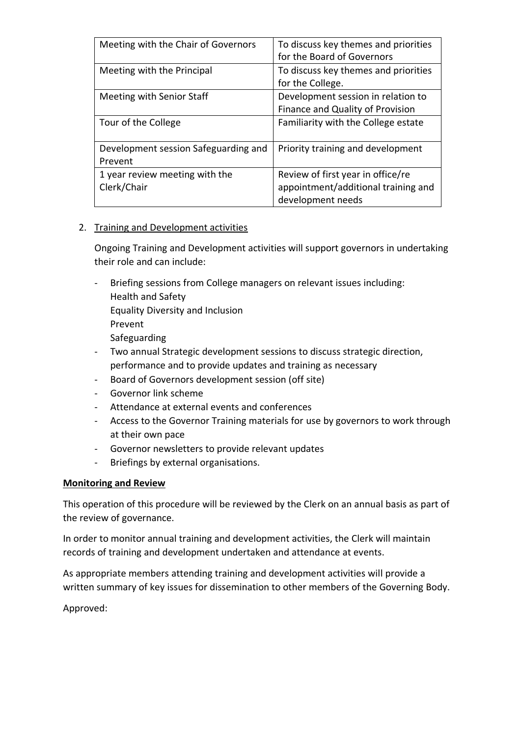| | |
|---|---|
| Meeting with the Chair of Governors | To discuss key themes and priorities for the Board of Governors |
| Meeting with the Principal | To discuss key themes and priorities for the College. |
| Meeting with Senior Staff | Development session in relation to Finance and Quality of Provision |
| Tour of the College | Familiarity with the College estate |
| Development session Safeguarding and Prevent | Priority training and development |
| 1 year review meeting with the Clerk/Chair | Review of first year in office/re appointment/additional training and development needs |

2. Training and Development activities

   Ongoing Training and Development activities will support governors in undertaking their role and can include:

   - Briefing sessions from College managers on relevant issues including:
     Health and Safety
     Equality Diversity and Inclusion
     Prevent
     Safeguarding
   - Two annual Strategic development sessions to discuss strategic direction, performance and to provide updates and training as necessary
   - Board of Governors development session (off site)
   - Governor link scheme
   - Attendance at external events and conferences
   - Access to the Governor Training materials for use by governors to work through at their own pace
   - Governor newsletters to provide relevant updates
   - Briefings by external organisations.

**Monitoring and Review**

This operation of this procedure will be reviewed by the Clerk on an annual basis as part of the review of governance.

In order to monitor annual training and development activities, the Clerk will maintain records of training and development undertaken and attendance at events.

As appropriate members attending training and development activities will provide a written summary of key issues for dissemination to other members of the Governing Body.

Approved: